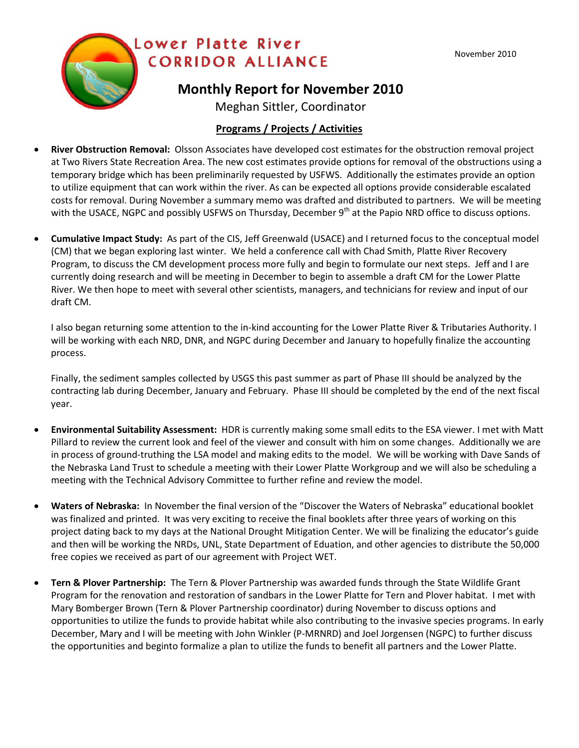Lower Platte River CORRIDOR ALLIANCE

November 2010

# Monthly Report for November 2010

Meghan Sittler, Coordinator

## Programs / Projects / Activities

- **River Obstruction Removal:** Olsson Associates have developed cost estimates for the obstruction removal project at Two Rivers State Recreation Area. The new cost estimates provide options for removal of the obstructions using a temporary bridge which has been preliminarily requested by USFWS. Additionally the estimates provide an option to utilize equipment that can work within the river. As can be expected all options provide considerable escalated costs for removal. During November a summary memo was drafted and distributed to partners. We will be meeting with the USACE, NGPC and possibly USFWS on Thursday, December 9th at the Papio NRD office to discuss options.

- **Cumulative Impact Study:** As part of the CIS, Jeff Greenwald (USACE) and I returned focus to the conceptual model (CM) that we began exploring last winter. We held a conference call with Chad Smith, Platte River Recovery Program, to discuss the CM development process more fully and begin to formulate our next steps. Jeff and I are currently doing research and will be meeting in December to begin to assemble a draft CM for the Lower Platte River. We then hope to meet with several other scientists, managers, and technicians for review and input of our draft CM.

  I also began returning some attention to the in-kind accounting for the Lower Platte River & Tributaries Authority. I will be working with each NRD, DNR, and NGPC during December and January to hopefully finalize the accounting process.

  Finally, the sediment samples collected by USGS this past summer as part of Phase III should be analyzed by the contracting lab during December, January and February. Phase III should be completed by the end of the next fiscal year.

- **Environmental Suitability Assessment:** HDR is currently making some small edits to the ESA viewer. I met with Matt Pillard to review the current look and feel of the viewer and consult with him on some changes. Additionally we are in process of ground-truthing the LSA model and making edits to the model. We will be working with Dave Sands of the Nebraska Land Trust to schedule a meeting with their Lower Platte Workgroup and we will also be scheduling a meeting with the Technical Advisory Committee to further refine and review the model.

- **Waters of Nebraska:** In November the final version of the "Discover the Waters of Nebraska" educational booklet was finalized and printed. It was very exciting to receive the final booklets after three years of working on this project dating back to my days at the National Drought Mitigation Center. We will be finalizing the educator's guide and then will be working the NRDs, UNL, State Department of Eduation, and other agencies to distribute the 50,000 free copies we received as part of our agreement with Project WET.

- **Tern & Plover Partnership:** The Tern & Plover Partnership was awarded funds through the State Wildlife Grant Program for the renovation and restoration of sandbars in the Lower Platte for Tern and Plover habitat. I met with Mary Bomberger Brown (Tern & Plover Partnership coordinator) during November to discuss options and opportunities to utilize the funds to provide habitat while also contributing to the invasive species programs. In early December, Mary and I will be meeting with John Winkler (P-MRNRD) and Joel Jorgensen (NGPC) to further discuss the opportunities and beginto formalize a plan to utilize the funds to benefit all partners and the Lower Platte.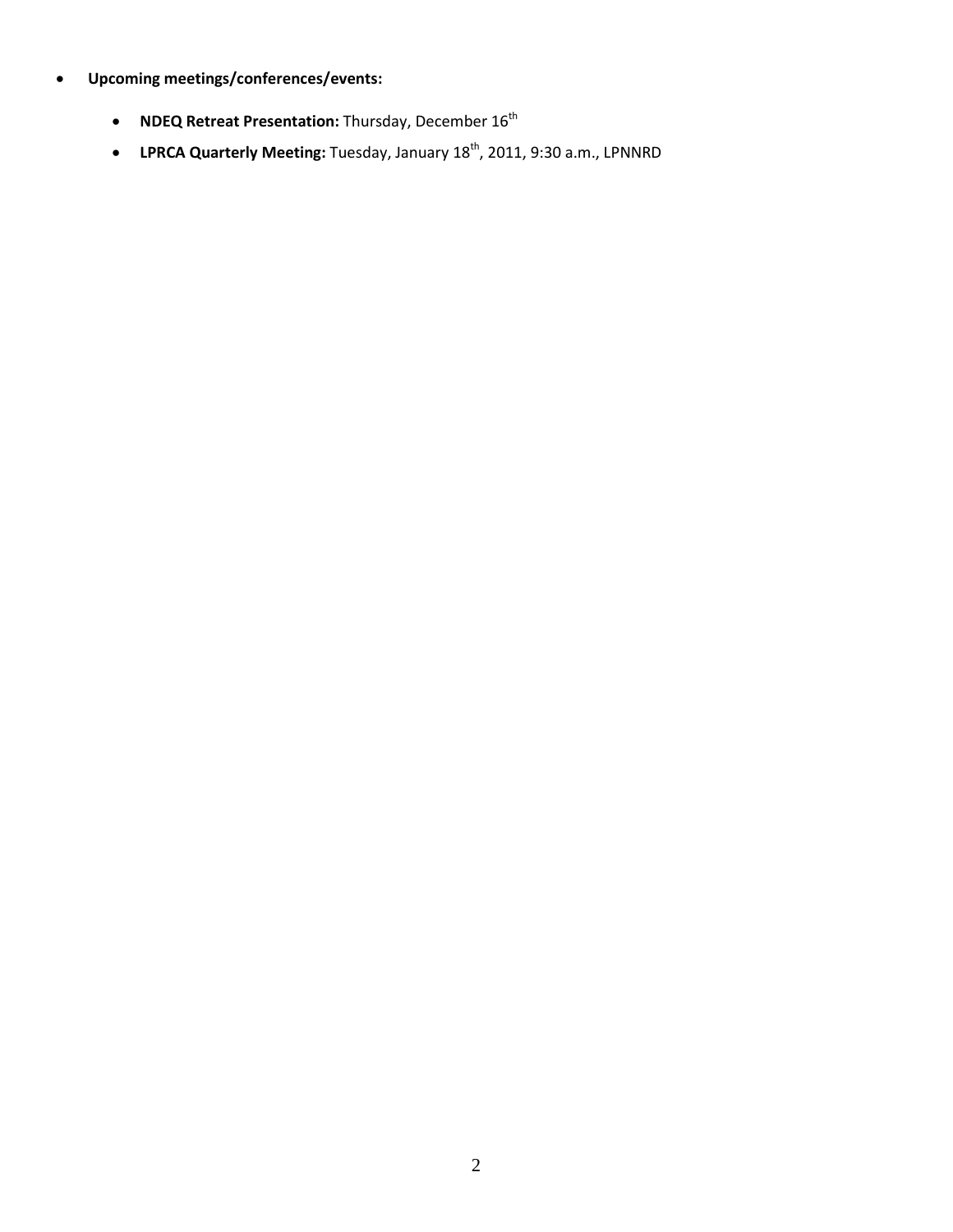- **Upcoming meetings/conferences/events:**
  - **NDEQ Retreat Presentation:** Thursday, December 16th
  - **LPRCA Quarterly Meeting:** Tuesday, January 18th, 2011, 9:30 a.m., LPNNRD